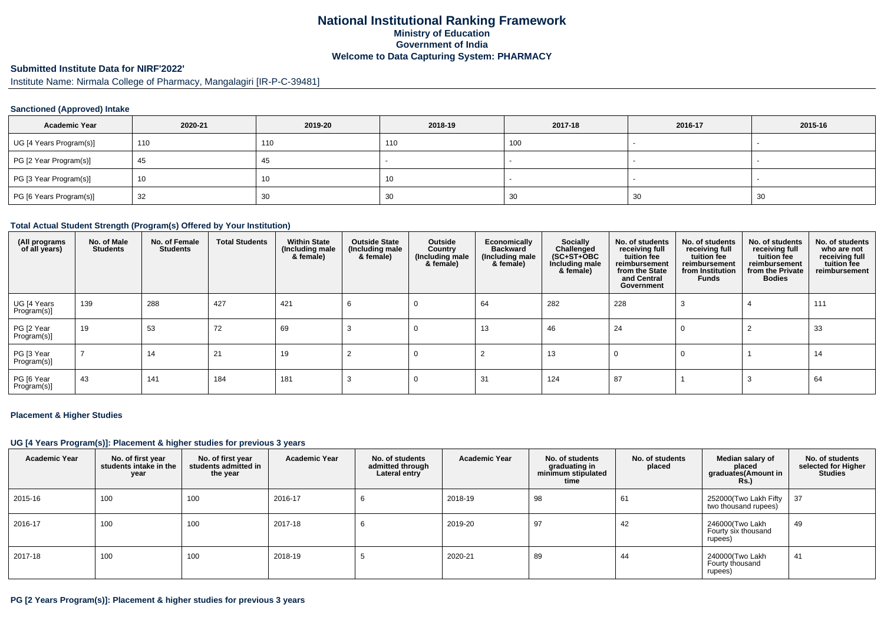# National Institutional Ranking Framework
## Ministry of Education
## Government of India
## Welcome to Data Capturing System: PHARMACY

**Submitted Institute Data for NIRF'2022'**

Institute Name: Nirmala College of Pharmacy, Mangalagiri [IR-P-C-39481]

### Sanctioned (Approved) Intake

| Academic Year | 2020-21 | 2019-20 | 2018-19 | 2017-18 | 2016-17 | 2015-16 |
|---|---|---|---|---|---|---|
| UG [4 Years Program(s)] | 110 | 110 | 110 | 100 | - | - |
| PG [2 Year Program(s)] | 45 | 45 | - | - | - | - |
| PG [3 Year Program(s)] | 10 | 10 | 10 | - | - | - |
| PG [6 Years Program(s)] | 32 | 30 | 30 | 30 | 30 | 30 |

### Total Actual Student Strength (Program(s) Offered by Your Institution)

| (All programs of all years) | No. of Male Students | No. of Female Students | Total Students | Within State (Including male & female) | Outside State (Including male & female) | Outside Country (Including male & female) | Economically Backward (Including male & female) | Socially Challenged (SC+ST+OBC Including male & female) | No. of students receiving full tuition fee reimbursement from the State and Central Government | No. of students receiving full tuition fee reimbursement from Institution Funds | No. of students receiving full tuition fee reimbursement from the Private Bodies | No. of students who are not receiving full tuition fee reimbursement |
|---|---|---|---|---|---|---|---|---|---|---|---|---|
| UG [4 Years Program(s)] | 139 | 288 | 427 | 421 | 6 | 0 | 64 | 282 | 228 | 3 | 4 | 111 |
| PG [2 Year Program(s)] | 19 | 53 | 72 | 69 | 3 | 0 | 13 | 46 | 24 | 0 | 2 | 33 |
| PG [3 Year Program(s)] | 7 | 14 | 21 | 19 | 2 | 0 | 2 | 13 | 0 | 0 | 1 | 14 |
| PG [6 Year Program(s)] | 43 | 141 | 184 | 181 | 3 | 0 | 31 | 124 | 87 | 1 | 3 | 64 |

### Placement & Higher Studies

#### UG [4 Years Program(s)]: Placement & higher studies for previous 3 years

| Academic Year | No. of first year students intake in the year | No. of first year students admitted in the year | Academic Year | No. of students admitted through Lateral entry | Academic Year | No. of students graduating in minimum stipulated time | No. of students placed | Median salary of placed graduates(Amount in Rs.) | No. of students selected for Higher Studies |
|---|---|---|---|---|---|---|---|---|---|
| 2015-16 | 100 | 100 | 2016-17 | 6 | 2018-19 | 98 | 61 | 252000(Two Lakh Fifty two thousand rupees) | 37 |
| 2016-17 | 100 | 100 | 2017-18 | 6 | 2019-20 | 97 | 42 | 246000(Two Lakh Fourty six thousand rupees) | 49 |
| 2017-18 | 100 | 100 | 2018-19 | 5 | 2020-21 | 89 | 44 | 240000(Two Lakh Fourty thousand rupees) | 41 |

#### PG [2 Years Program(s)]: Placement & higher studies for previous 3 years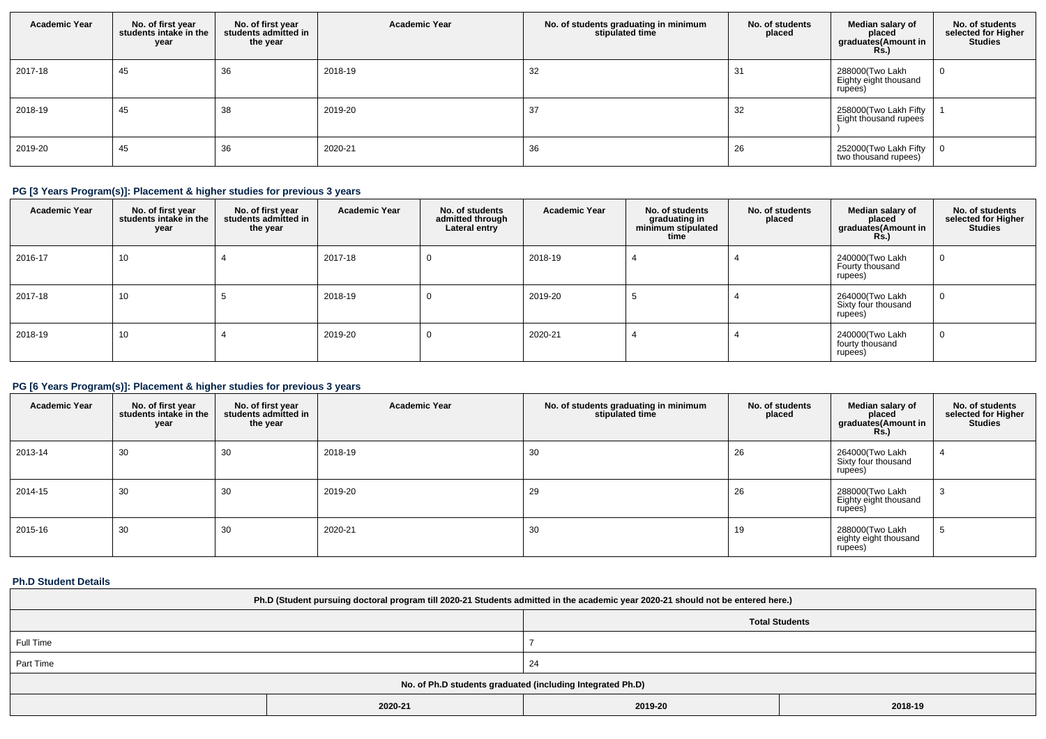| Academic Year | No. of first year students intake in the year | No. of first year students admitted in the year | Academic Year | No. of students graduating in minimum stipulated time | No. of students placed | Median salary of placed graduates(Amount in Rs.) | No. of students selected for Higher Studies |
|---|---|---|---|---|---|---|---|
| 2017-18 | 45 | 36 | 2018-19 | 32 | 31 | 288000(Two Lakh Eighty eight thousand rupees) | 0 |
| 2018-19 | 45 | 38 | 2019-20 | 37 | 32 | 258000(Two Lakh Fifty Eight thousand rupees ) | 1 |
| 2019-20 | 45 | 36 | 2020-21 | 36 | 26 | 252000(Two Lakh Fifty two thousand rupees) | 0 |

## PG [3 Years Program(s)]: Placement & higher studies for previous 3 years

| Academic Year | No. of first year students intake in the year | No. of first year students admitted in the year | Academic Year | No. of students admitted through Lateral entry | Academic Year | No. of students graduating in minimum stipulated time | No. of students placed | Median salary of placed graduates(Amount in Rs.) | No. of students selected for Higher Studies |
|---|---|---|---|---|---|---|---|---|---|
| 2016-17 | 10 | 4 | 2017-18 | 0 | 2018-19 | 4 | 4 | 240000(Two Lakh Fourty thousand rupees) | 0 |
| 2017-18 | 10 | 5 | 2018-19 | 0 | 2019-20 | 5 | 4 | 264000(Two Lakh Sixty four thousand rupees) | 0 |
| 2018-19 | 10 | 4 | 2019-20 | 0 | 2020-21 | 4 | 4 | 240000(Two Lakh fourty thousand rupees) | 0 |

## PG [6 Years Program(s)]: Placement & higher studies for previous 3 years

| Academic Year | No. of first year students intake in the year | No. of first year students admitted in the year | Academic Year | No. of students graduating in minimum stipulated time | No. of students placed | Median salary of placed graduates(Amount in Rs.) | No. of students selected for Higher Studies |
|---|---|---|---|---|---|---|---|
| 2013-14 | 30 | 30 | 2018-19 | 30 | 26 | 264000(Two Lakh Sixty four thousand rupees) | 4 |
| 2014-15 | 30 | 30 | 2019-20 | 29 | 26 | 288000(Two Lakh Eighty eight thousand rupees) | 3 |
| 2015-16 | 30 | 30 | 2020-21 | 30 | 19 | 288000(Two Lakh eighty eight thousand rupees) | 5 |

## Ph.D Student Details

| Ph.D (Student pursuing doctoral program till 2020-21 Students admitted in the academic year 2020-21 should not be entered here.) | | | |
|---|---|---|---|
| | | Total Students | |
| Full Time | | 7 | |
| Part Time | | 24 | |
| No. of Ph.D students graduated (including Integrated Ph.D) | | | |
| | 2020-21 | 2019-20 | 2018-19 |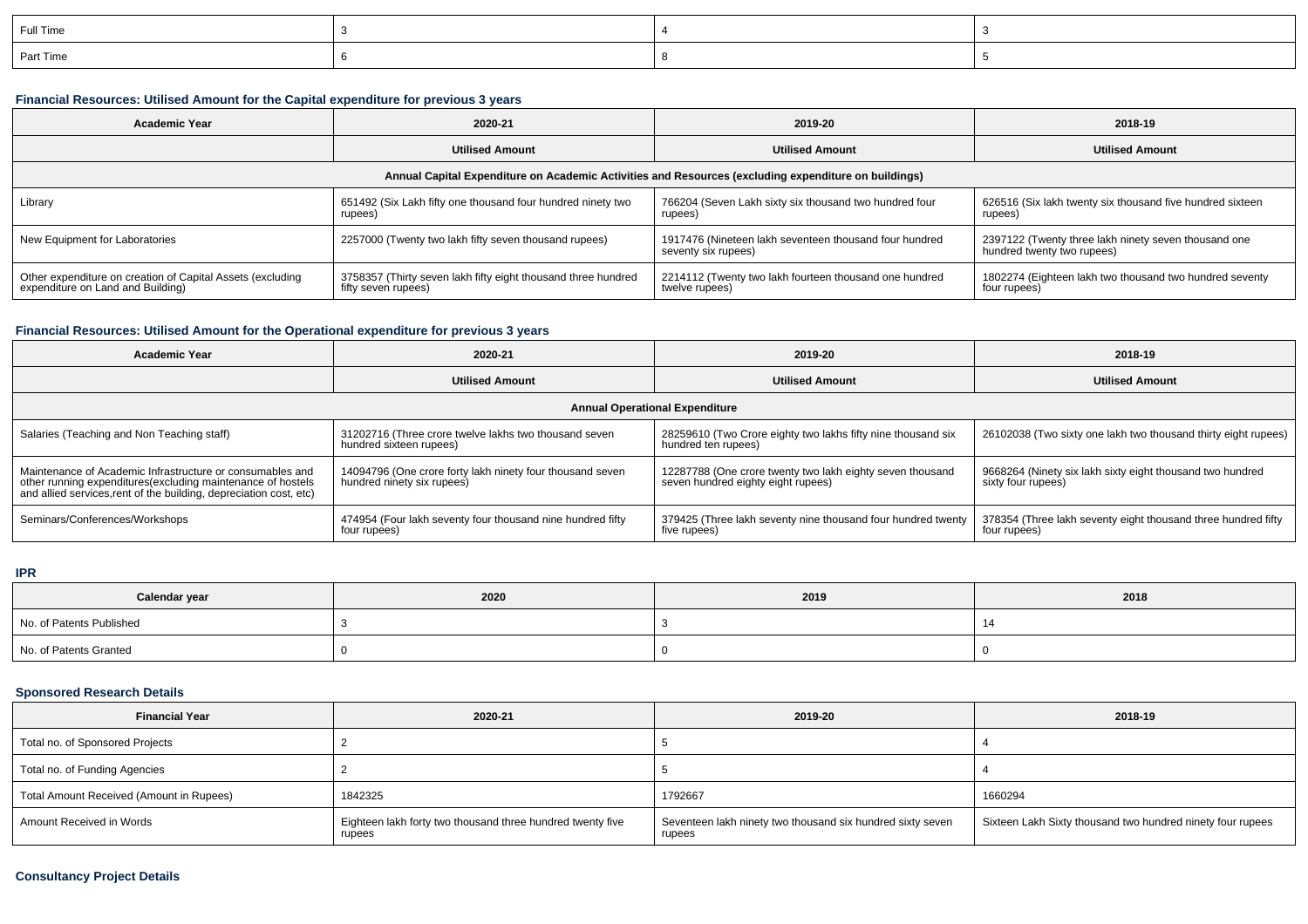| Full Time | 3 | 4 | 3 |
| --- | --- | --- | --- |
| Part Time | 6 | 8 | 5 |

**Financial Resources: Utilised Amount for the Capital expenditure for previous 3 years**

| Academic Year | 2020-21 | 2019-20 | 2018-19 |
| --- | --- | --- | --- |
| | Utilised Amount | Utilised Amount | Utilised Amount |
| Annual Capital Expenditure on Academic Activities and Resources (excluding expenditure on buildings) | | | |
| Library | 651492 (Six Lakh fifty one thousand four hundred ninety two rupees) | 766204 (Seven Lakh sixty six thousand two hundred four rupees) | 626516 (Six lakh twenty six thousand five hundred sixteen rupees) |
| New Equipment for Laboratories | 2257000 (Twenty two lakh fifty seven thousand rupees) | 1917476 (Nineteen lakh seventeen thousand four hundred seventy six rupees) | 2397122 (Twenty three lakh ninety seven thousand one hundred twenty two rupees) |
| Other expenditure on creation of Capital Assets (excluding expenditure on Land and Building) | 3758357 (Thirty seven lakh fifty eight thousand three hundred fifty seven rupees) | 2214112 (Twenty two lakh fourteen thousand one hundred twelve rupees) | 1802274 (Eighteen lakh two thousand two hundred seventy four rupees) |

**Financial Resources: Utilised Amount for the Operational expenditure for previous 3 years**

| Academic Year | 2020-21 | 2019-20 | 2018-19 |
| --- | --- | --- | --- |
| | Utilised Amount | Utilised Amount | Utilised Amount |
| Annual Operational Expenditure | | | |
| Salaries (Teaching and Non Teaching staff) | 31202716 (Three crore twelve lakhs two thousand seven hundred sixteen rupees) | 28259610 (Two Crore eighty two lakhs fifty nine thousand six hundred ten rupees) | 26102038 (Two sixty one lakh two thousand thirty eight rupees) |
| Maintenance of Academic Infrastructure or consumables and other running expenditures(excluding maintenance of hostels and allied services,rent of the building, depreciation cost, etc) | 14094796 (One crore forty lakh ninety four thousand seven hundred ninety six rupees) | 12287788 (One crore twenty two lakh eighty seven thousand seven hundred eighty eight rupees) | 9668264 (Ninety six lakh sixty eight thousand two hundred sixty four rupees) |
| Seminars/Conferences/Workshops | 474954 (Four lakh seventy four thousand nine hundred fifty four rupees) | 379425 (Three lakh seventy nine thousand four hundred twenty five rupees) | 378354 (Three lakh seventy eight thousand three hundred fifty four rupees) |

**IPR**

| Calendar year | 2020 | 2019 | 2018 |
| --- | --- | --- | --- |
| No. of Patents Published | 3 | 3 | 14 |
| No. of Patents Granted | 0 | 0 | 0 |

**Sponsored Research Details**

| Financial Year | 2020-21 | 2019-20 | 2018-19 |
| --- | --- | --- | --- |
| Total no. of Sponsored Projects | 2 | 5 | 4 |
| Total no. of Funding Agencies | 2 | 5 | 4 |
| Total Amount Received (Amount in Rupees) | 1842325 | 1792667 | 1660294 |
| Amount Received in Words | Eighteen lakh forty two thousand three hundred twenty five rupees | Seventeen lakh ninety two thousand six hundred sixty seven rupees | Sixteen Lakh Sixty thousand two hundred ninety four rupees |

**Consultancy Project Details**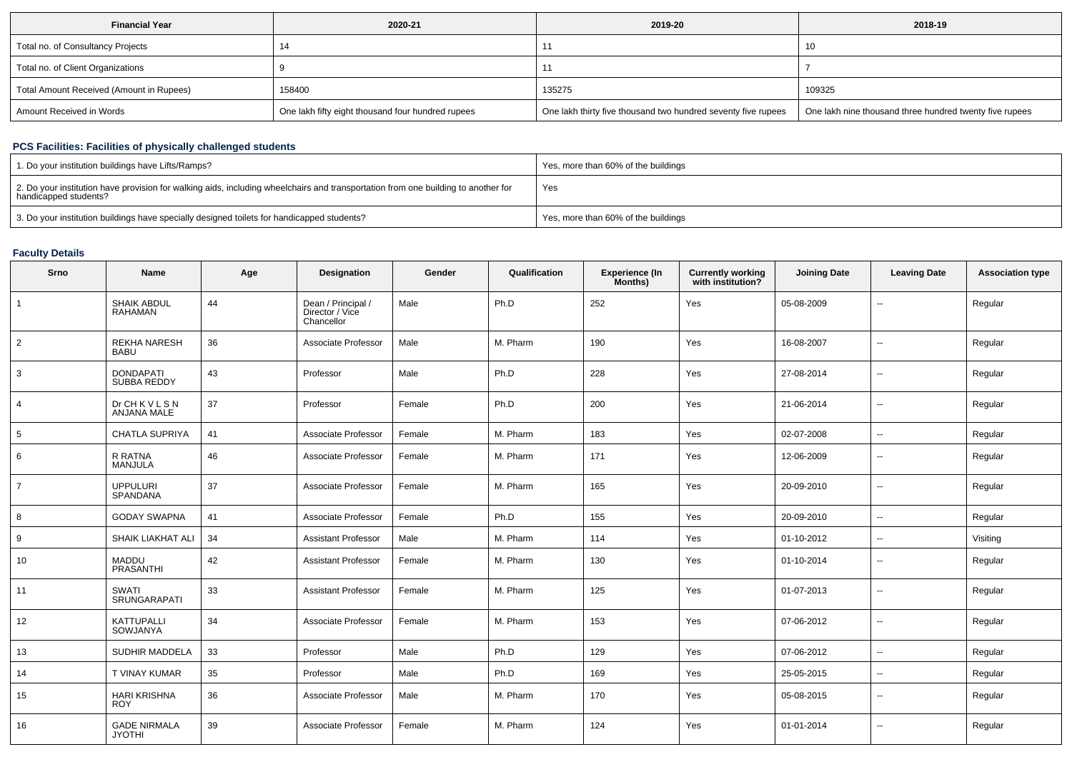| Financial Year | 2020-21 | 2019-20 | 2018-19 |
|---|---|---|---|
| Total no. of Consultancy Projects | 14 | 11 | 10 |
| Total no. of Client Organizations | 9 | 11 | 7 |
| Total Amount Received (Amount in Rupees) | 158400 | 135275 | 109325 |
| Amount Received in Words | One lakh fifty eight thousand four hundred rupees | One lakh thirty five thousand two hundred seventy five rupees | One lakh nine thousand three hundred twenty five rupees |

### PCS Facilities: Facilities of physically challenged students

| | |
|---|---|
| 1. Do your institution buildings have Lifts/Ramps? | Yes, more than 60% of the buildings |
| 2. Do your institution have provision for walking aids, including wheelchairs and transportation from one building to another for handicapped students? | Yes |
| 3. Do your institution buildings have specially designed toilets for handicapped students? | Yes, more than 60% of the buildings |

### Faculty Details

| Srno | Name | Age | Designation | Gender | Qualification | Experience (In Months) | Currently working with institution? | Joining Date | Leaving Date | Association type |
|---|---|---|---|---|---|---|---|---|---|---|
| 1 | SHAIK ABDUL RAHAMAN | 44 | Dean / Principal / Director / Vice Chancellor | Male | Ph.D | 252 | Yes | 05-08-2009 | -- | Regular |
| 2 | REKHA NARESH BABU | 36 | Associate Professor | Male | M. Pharm | 190 | Yes | 16-08-2007 | -- | Regular |
| 3 | DONDAPATI SUBBA REDDY | 43 | Professor | Male | Ph.D | 228 | Yes | 27-08-2014 | -- | Regular |
| 4 | Dr CH K V L S N ANJANA MALE | 37 | Professor | Female | Ph.D | 200 | Yes | 21-06-2014 | -- | Regular |
| 5 | CHATLA SUPRIYA | 41 | Associate Professor | Female | M. Pharm | 183 | Yes | 02-07-2008 | -- | Regular |
| 6 | R RATNA MANJULA | 46 | Associate Professor | Female | M. Pharm | 171 | Yes | 12-06-2009 | -- | Regular |
| 7 | UPPULURI SPANDANA | 37 | Associate Professor | Female | M. Pharm | 165 | Yes | 20-09-2010 | -- | Regular |
| 8 | GODAY SWAPNA | 41 | Associate Professor | Female | Ph.D | 155 | Yes | 20-09-2010 | -- | Regular |
| 9 | SHAIK LIAKHAT ALI | 34 | Assistant Professor | Male | M. Pharm | 114 | Yes | 01-10-2012 | -- | Visiting |
| 10 | MADDU PRASANTHI | 42 | Assistant Professor | Female | M. Pharm | 130 | Yes | 01-10-2014 | -- | Regular |
| 11 | SWATI SRUNGARAPATI | 33 | Assistant Professor | Female | M. Pharm | 125 | Yes | 01-07-2013 | -- | Regular |
| 12 | KATTUPALLI SOWJANYA | 34 | Associate Professor | Female | M. Pharm | 153 | Yes | 07-06-2012 | -- | Regular |
| 13 | SUDHIR MADDELA | 33 | Professor | Male | Ph.D | 129 | Yes | 07-06-2012 | -- | Regular |
| 14 | T VINAY KUMAR | 35 | Professor | Male | Ph.D | 169 | Yes | 25-05-2015 | -- | Regular |
| 15 | HARI KRISHNA ROY | 36 | Associate Professor | Male | M. Pharm | 170 | Yes | 05-08-2015 | -- | Regular |
| 16 | GADE NIRMALA JYOTHI | 39 | Associate Professor | Female | M. Pharm | 124 | Yes | 01-01-2014 | -- | Regular |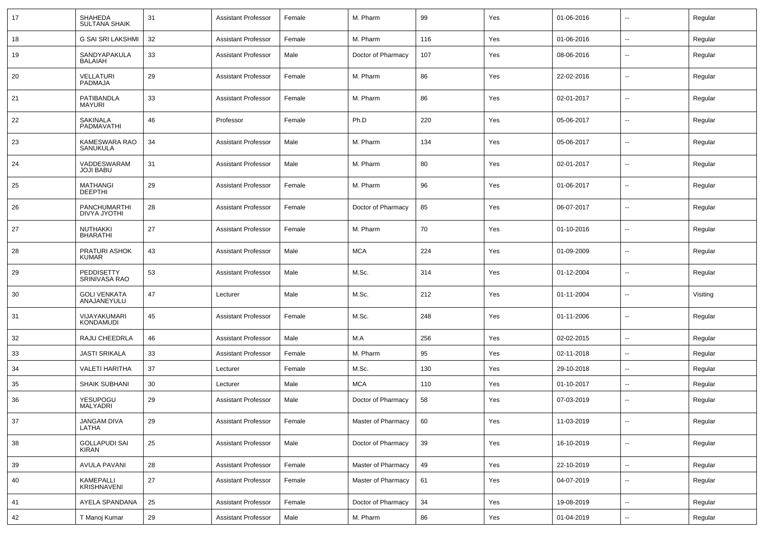| 17 | SHAHEDA SULTANA SHAIK | 31 | Assistant Professor | Female | M. Pharm | 99 | Yes | 01-06-2016 | -- | Regular |
|---|---|---|---|---|---|---|---|---|---|---|
| 18 | G SAI SRI LAKSHMI | 32 | Assistant Professor | Female | M. Pharm | 116 | Yes | 01-06-2016 | -- | Regular |
| 19 | SANDYAPAKULA BALAIAH | 33 | Assistant Professor | Male | Doctor of Pharmacy | 107 | Yes | 08-06-2016 | -- | Regular |
| 20 | VELLATURI PADMAJA | 29 | Assistant Professor | Female | M. Pharm | 86 | Yes | 22-02-2016 | -- | Regular |
| 21 | PATIBANDLA MAYURI | 33 | Assistant Professor | Female | M. Pharm | 86 | Yes | 02-01-2017 | -- | Regular |
| 22 | SAKINALA PADMAVATHI | 46 | Professor | Female | Ph.D | 220 | Yes | 05-06-2017 | -- | Regular |
| 23 | KAMESWARA RAO SANUKULA | 34 | Assistant Professor | Male | M. Pharm | 134 | Yes | 05-06-2017 | -- | Regular |
| 24 | VADDESWARAM JOJI BABU | 31 | Assistant Professor | Male | M. Pharm | 80 | Yes | 02-01-2017 | -- | Regular |
| 25 | MATHANGI DEEPTHI | 29 | Assistant Professor | Female | M. Pharm | 96 | Yes | 01-06-2017 | -- | Regular |
| 26 | PANCHUMARTHI DIVYA JYOTHI | 28 | Assistant Professor | Female | Doctor of Pharmacy | 85 | Yes | 06-07-2017 | -- | Regular |
| 27 | NUTHAKKI BHARATHI | 27 | Assistant Professor | Female | M. Pharm | 70 | Yes | 01-10-2016 | -- | Regular |
| 28 | PRATURI ASHOK KUMAR | 43 | Assistant Professor | Male | MCA | 224 | Yes | 01-09-2009 | -- | Regular |
| 29 | PEDDISETTY SRINIVASA RAO | 53 | Assistant Professor | Male | M.Sc. | 314 | Yes | 01-12-2004 | -- | Regular |
| 30 | GOLI VENKATA ANAJANEYULU | 47 | Lecturer | Male | M.Sc. | 212 | Yes | 01-11-2004 | -- | Visiting |
| 31 | VIJAYAKUMARI KONDAMUDI | 45 | Assistant Professor | Female | M.Sc. | 248 | Yes | 01-11-2006 | -- | Regular |
| 32 | RAJU CHEEDRLA | 46 | Assistant Professor | Male | M.A | 256 | Yes | 02-02-2015 | -- | Regular |
| 33 | JASTI SRIKALA | 33 | Assistant Professor | Female | M. Pharm | 95 | Yes | 02-11-2018 | -- | Regular |
| 34 | VALETI HARITHA | 37 | Lecturer | Female | M.Sc. | 130 | Yes | 29-10-2018 | -- | Regular |
| 35 | SHAIK SUBHANI | 30 | Lecturer | Male | MCA | 110 | Yes | 01-10-2017 | -- | Regular |
| 36 | YESUPOGU MALYADRI | 29 | Assistant Professor | Male | Doctor of Pharmacy | 58 | Yes | 07-03-2019 | -- | Regular |
| 37 | JANGAM DIVA LATHA | 29 | Assistant Professor | Female | Master of Pharmacy | 60 | Yes | 11-03-2019 | -- | Regular |
| 38 | GOLLAPUDI SAI KIRAN | 25 | Assistant Professor | Male | Doctor of Pharmacy | 39 | Yes | 16-10-2019 | -- | Regular |
| 39 | AVULA PAVANI | 28 | Assistant Professor | Female | Master of Pharmacy | 49 | Yes | 22-10-2019 | -- | Regular |
| 40 | KAMEPALLI KRISHNAVENI | 27 | Assistant Professor | Female | Master of Pharmacy | 61 | Yes | 04-07-2019 | -- | Regular |
| 41 | AYELA SPANDANA | 25 | Assistant Professor | Female | Doctor of Pharmacy | 34 | Yes | 19-08-2019 | -- | Regular |
| 42 | T Manoj Kumar | 29 | Assistant Professor | Male | M. Pharm | 86 | Yes | 01-04-2019 | -- | Regular |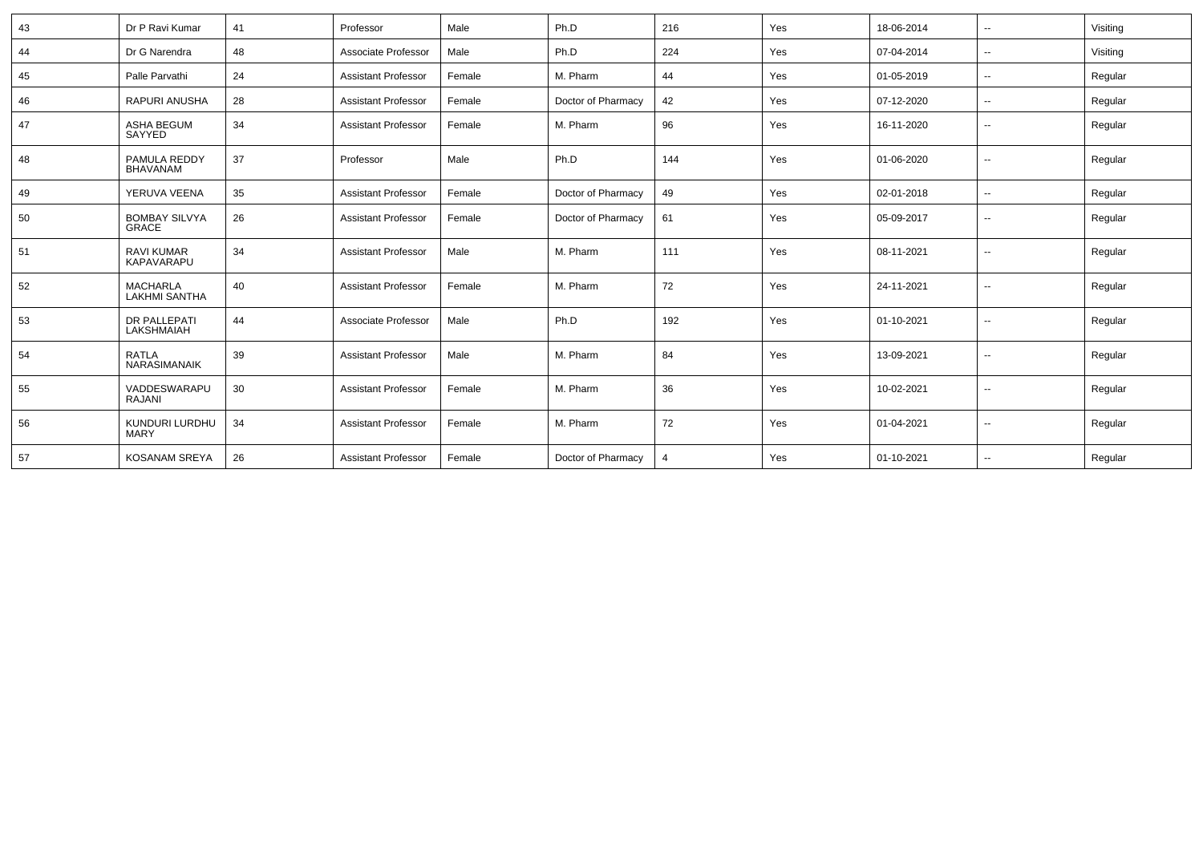| | | | | | | | | | | |
|---|---|---|---|---|---|---|---|---|---|---|
| 43 | Dr P Ravi Kumar | 41 | Professor | Male | Ph.D | 216 | Yes | 18-06-2014 | -- | Visiting |
| 44 | Dr G Narendra | 48 | Associate Professor | Male | Ph.D | 224 | Yes | 07-04-2014 | -- | Visiting |
| 45 | Palle Parvathi | 24 | Assistant Professor | Female | M. Pharm | 44 | Yes | 01-05-2019 | -- | Regular |
| 46 | RAPURI ANUSHA | 28 | Assistant Professor | Female | Doctor of Pharmacy | 42 | Yes | 07-12-2020 | -- | Regular |
| 47 | ASHA BEGUM SAYYED | 34 | Assistant Professor | Female | M. Pharm | 96 | Yes | 16-11-2020 | -- | Regular |
| 48 | PAMULA REDDY BHAVANAM | 37 | Professor | Male | Ph.D | 144 | Yes | 01-06-2020 | -- | Regular |
| 49 | YERUVA VEENA | 35 | Assistant Professor | Female | Doctor of Pharmacy | 49 | Yes | 02-01-2018 | -- | Regular |
| 50 | BOMBAY SILVYA GRACE | 26 | Assistant Professor | Female | Doctor of Pharmacy | 61 | Yes | 05-09-2017 | -- | Regular |
| 51 | RAVI KUMAR KAPAVARAPU | 34 | Assistant Professor | Male | M. Pharm | 111 | Yes | 08-11-2021 | -- | Regular |
| 52 | MACHARLA LAKHMI SANTHA | 40 | Assistant Professor | Female | M. Pharm | 72 | Yes | 24-11-2021 | -- | Regular |
| 53 | DR PALLEPATI LAKSHMAIAH | 44 | Associate Professor | Male | Ph.D | 192 | Yes | 01-10-2021 | -- | Regular |
| 54 | RATLA NARASIMANAIK | 39 | Assistant Professor | Male | M. Pharm | 84 | Yes | 13-09-2021 | -- | Regular |
| 55 | VADDESWARAPU RAJANI | 30 | Assistant Professor | Female | M. Pharm | 36 | Yes | 10-02-2021 | -- | Regular |
| 56 | KUNDURI LURDHU MARY | 34 | Assistant Professor | Female | M. Pharm | 72 | Yes | 01-04-2021 | -- | Regular |
| 57 | KOSANAM SREYA | 26 | Assistant Professor | Female | Doctor of Pharmacy | 4 | Yes | 01-10-2021 | -- | Regular |